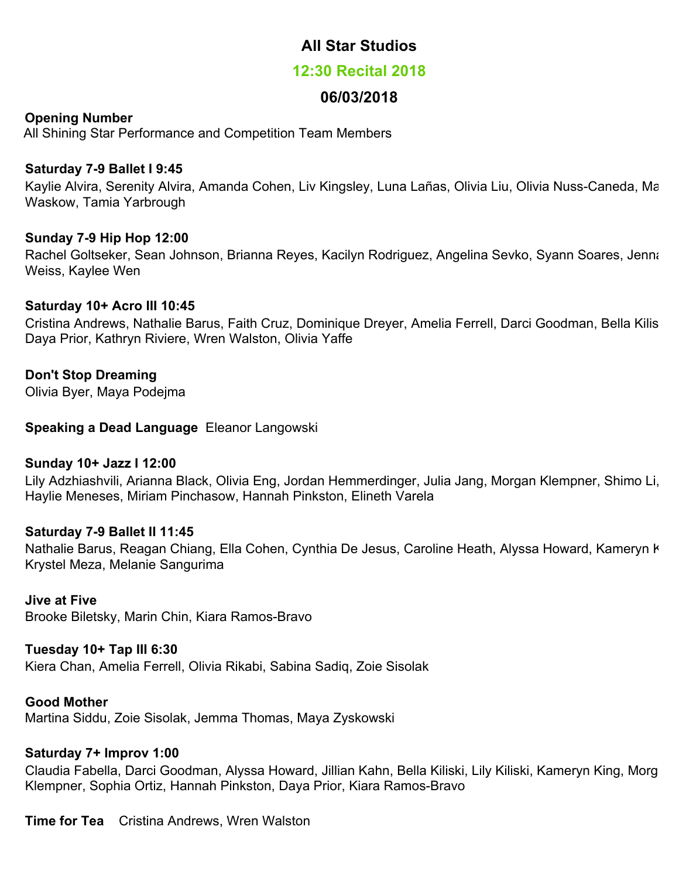# All Star Studios

## 12:30 Recital 2018

## 06/03/2018

**Opening Number**
All Shining Star Performance and Competition Team Members

**Saturday 7-9 Ballet I 9:45**
Kaylie Alvira, Serenity Alvira, Amanda Cohen, Liv Kingsley, Luna Lañas, Olivia Liu, Olivia Nuss-Caneda, Ma Waskow, Tamia Yarbrough

**Sunday 7-9 Hip Hop 12:00**
Rachel Goltseker, Sean Johnson, Brianna Reyes, Kacilyn Rodriguez, Angelina Sevko, Syann Soares, Jenna Weiss, Kaylee Wen

**Saturday 10+ Acro III 10:45**
Cristina Andrews, Nathalie Barus, Faith Cruz, Dominique Dreyer, Amelia Ferrell, Darci Goodman, Bella Kilis Daya Prior, Kathryn Riviere, Wren Walston, Olivia Yaffe

**Don't Stop Dreaming**
Olivia Byer, Maya Podejma

**Speaking a Dead Language** Eleanor Langowski

**Sunday 10+ Jazz I 12:00**
Lily Adzhiashvili, Arianna Black, Olivia Eng, Jordan Hemmerdinger, Julia Jang, Morgan Klempner, Shimo Li, Haylie Meneses, Miriam Pinchasow, Hannah Pinkston, Elineth Varela

**Saturday 7-9 Ballet II 11:45**
Nathalie Barus, Reagan Chiang, Ella Cohen, Cynthia De Jesus, Caroline Heath, Alyssa Howard, Kameryn K Krystel Meza, Melanie Sangurima

**Jive at Five**
Brooke Biletsky, Marin Chin, Kiara Ramos-Bravo

**Tuesday 10+ Tap III 6:30**
Kiera Chan, Amelia Ferrell, Olivia Rikabi, Sabina Sadiq, Zoie Sisolak

**Good Mother**
Martina Siddu, Zoie Sisolak, Jemma Thomas, Maya Zyskowski

**Saturday 7+ Improv 1:00**
Claudia Fabella, Darci Goodman, Alyssa Howard, Jillian Kahn, Bella Kiliski, Lily Kiliski, Kameryn King, Morg Klempner, Sophia Ortiz, Hannah Pinkston, Daya Prior, Kiara Ramos-Bravo

**Time for Tea** Cristina Andrews, Wren Walston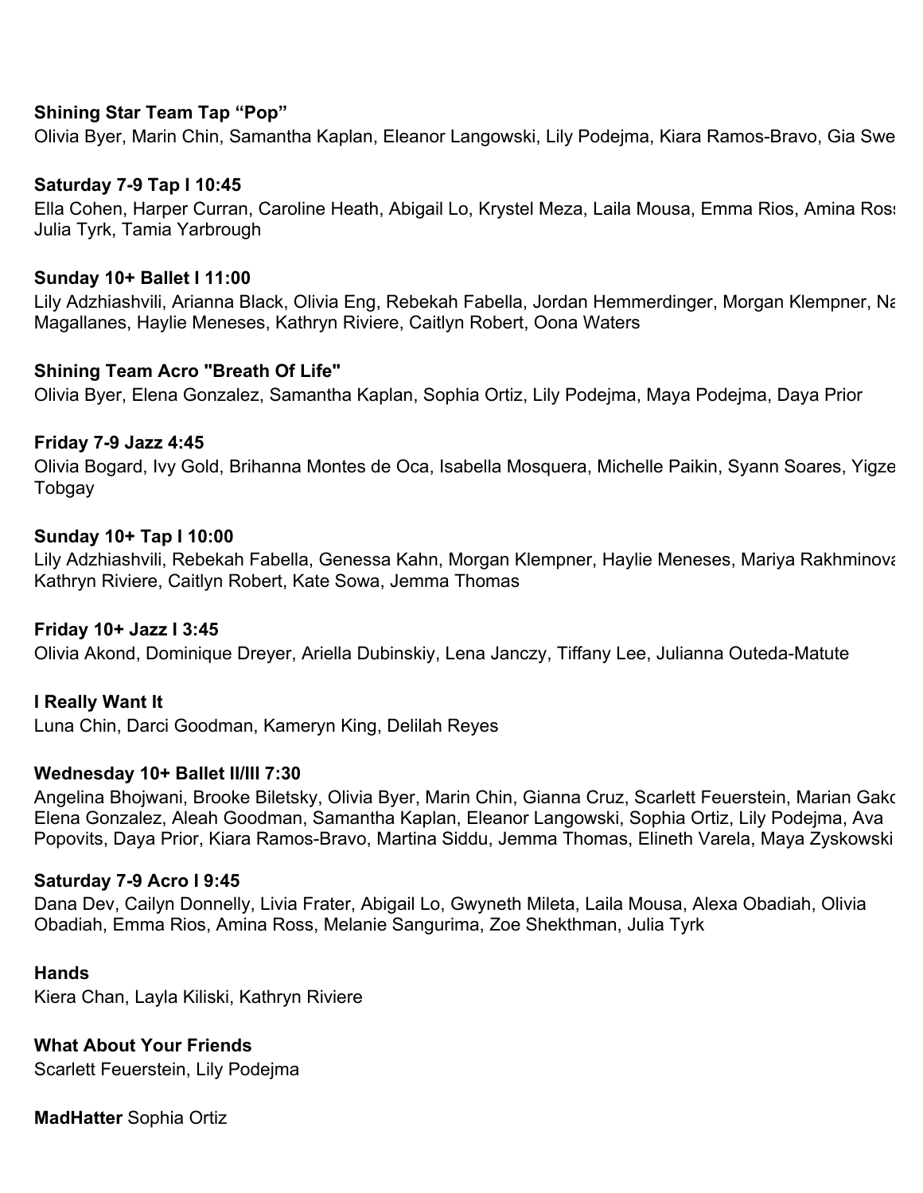**Shining Star Team Tap "Pop"**
Olivia Byer, Marin Chin, Samantha Kaplan, Eleanor Langowski, Lily Podejma, Kiara Ramos-Bravo, Gia Swe

**Saturday 7-9 Tap I 10:45**
Ella Cohen, Harper Curran, Caroline Heath, Abigail Lo, Krystel Meza, Laila Mousa, Emma Rios, Amina Ross Julia Tyrk, Tamia Yarbrough

**Sunday 10+ Ballet I 11:00**
Lily Adzhiashvili, Arianna Black, Olivia Eng, Rebekah Fabella, Jordan Hemmerdinger, Morgan Klempner, Na Magallanes, Haylie Meneses, Kathryn Riviere, Caitlyn Robert, Oona Waters

**Shining Team Acro "Breath Of Life"**
Olivia Byer, Elena Gonzalez, Samantha Kaplan, Sophia Ortiz, Lily Podejma, Maya Podejma, Daya Prior

**Friday 7-9 Jazz 4:45**
Olivia Bogard, Ivy Gold, Brihanna Montes de Oca, Isabella Mosquera, Michelle Paikin, Syann Soares, Yigze Tobgay

**Sunday 10+ Tap I 10:00**
Lily Adzhiashvili, Rebekah Fabella, Genessa Kahn, Morgan Klempner, Haylie Meneses, Mariya Rakhminova Kathryn Riviere, Caitlyn Robert, Kate Sowa, Jemma Thomas

**Friday 10+ Jazz I 3:45**
Olivia Akond, Dominique Dreyer, Ariella Dubinskiy, Lena Janczy, Tiffany Lee, Julianna Outeda-Matute

**I Really Want It**
Luna Chin, Darci Goodman, Kameryn King, Delilah Reyes

**Wednesday 10+ Ballet II/III 7:30**
Angelina Bhojwani, Brooke Biletsky, Olivia Byer, Marin Chin, Gianna Cruz, Scarlett Feuerstein, Marian Gako Elena Gonzalez, Aleah Goodman, Samantha Kaplan, Eleanor Langowski, Sophia Ortiz, Lily Podejma, Ava Popovits, Daya Prior, Kiara Ramos-Bravo, Martina Siddu, Jemma Thomas, Elineth Varela, Maya Zyskowski

**Saturday 7-9 Acro I 9:45**
Dana Dev, Cailyn Donnelly, Livia Frater, Abigail Lo, Gwyneth Mileta, Laila Mousa, Alexa Obadiah, Olivia Obadiah, Emma Rios, Amina Ross, Melanie Sangurima, Zoe Shekthman, Julia Tyrk

**Hands**
Kiera Chan, Layla Kiliski, Kathryn Riviere

**What About Your Friends**
Scarlett Feuerstein, Lily Podejma

**MadHatter** Sophia Ortiz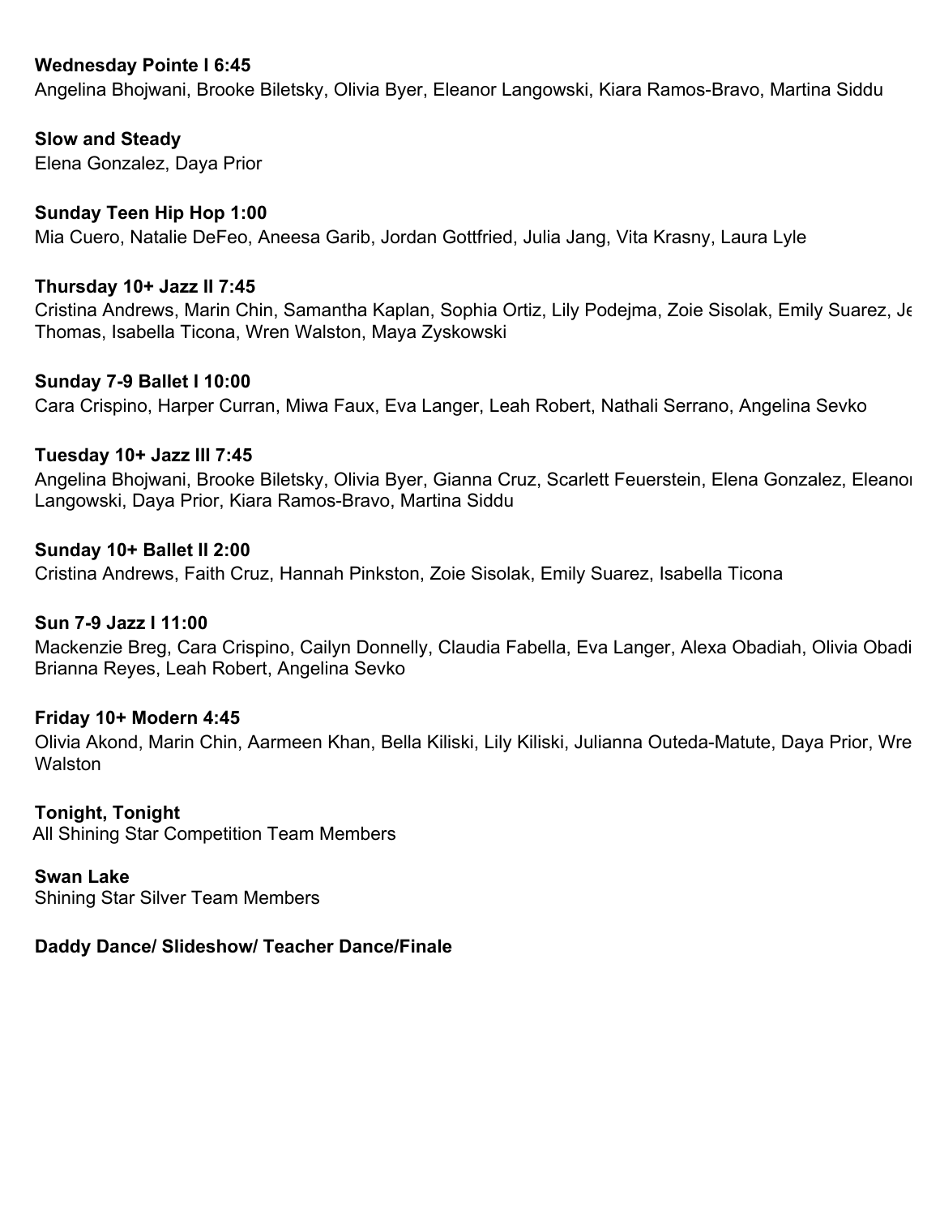**Wednesday Pointe I 6:45**
Angelina Bhojwani, Brooke Biletsky, Olivia Byer, Eleanor Langowski, Kiara Ramos-Bravo, Martina Siddu

**Slow and Steady**
Elena Gonzalez, Daya Prior

**Sunday Teen Hip Hop 1:00**
Mia Cuero, Natalie DeFeo, Aneesa Garib, Jordan Gottfried, Julia Jang, Vita Krasny, Laura Lyle

**Thursday 10+ Jazz II 7:45**
Cristina Andrews, Marin Chin, Samantha Kaplan, Sophia Ortiz, Lily Podejma, Zoie Sisolak, Emily Suarez, Je Thomas, Isabella Ticona, Wren Walston, Maya Zyskowski

**Sunday 7-9 Ballet I 10:00**
Cara Crispino, Harper Curran, Miwa Faux, Eva Langer, Leah Robert, Nathali Serrano, Angelina Sevko

**Tuesday 10+ Jazz III 7:45**
Angelina Bhojwani, Brooke Biletsky, Olivia Byer, Gianna Cruz, Scarlett Feuerstein, Elena Gonzalez, Eleanor Langowski, Daya Prior, Kiara Ramos-Bravo, Martina Siddu

**Sunday 10+ Ballet II 2:00**
Cristina Andrews, Faith Cruz, Hannah Pinkston, Zoie Sisolak, Emily Suarez, Isabella Ticona

**Sun 7-9 Jazz I 11:00**
Mackenzie Breg, Cara Crispino, Cailyn Donnelly, Claudia Fabella, Eva Langer, Alexa Obadiah, Olivia Obadi Brianna Reyes, Leah Robert, Angelina Sevko

**Friday 10+ Modern 4:45**
Olivia Akond, Marin Chin, Aarmeen Khan, Bella Kiliski, Lily Kiliski, Julianna Outeda-Matute, Daya Prior, Wre Walston

**Tonight, Tonight**
All Shining Star Competition Team Members

**Swan Lake**
Shining Star Silver Team Members

**Daddy Dance/ Slideshow/ Teacher Dance/Finale**